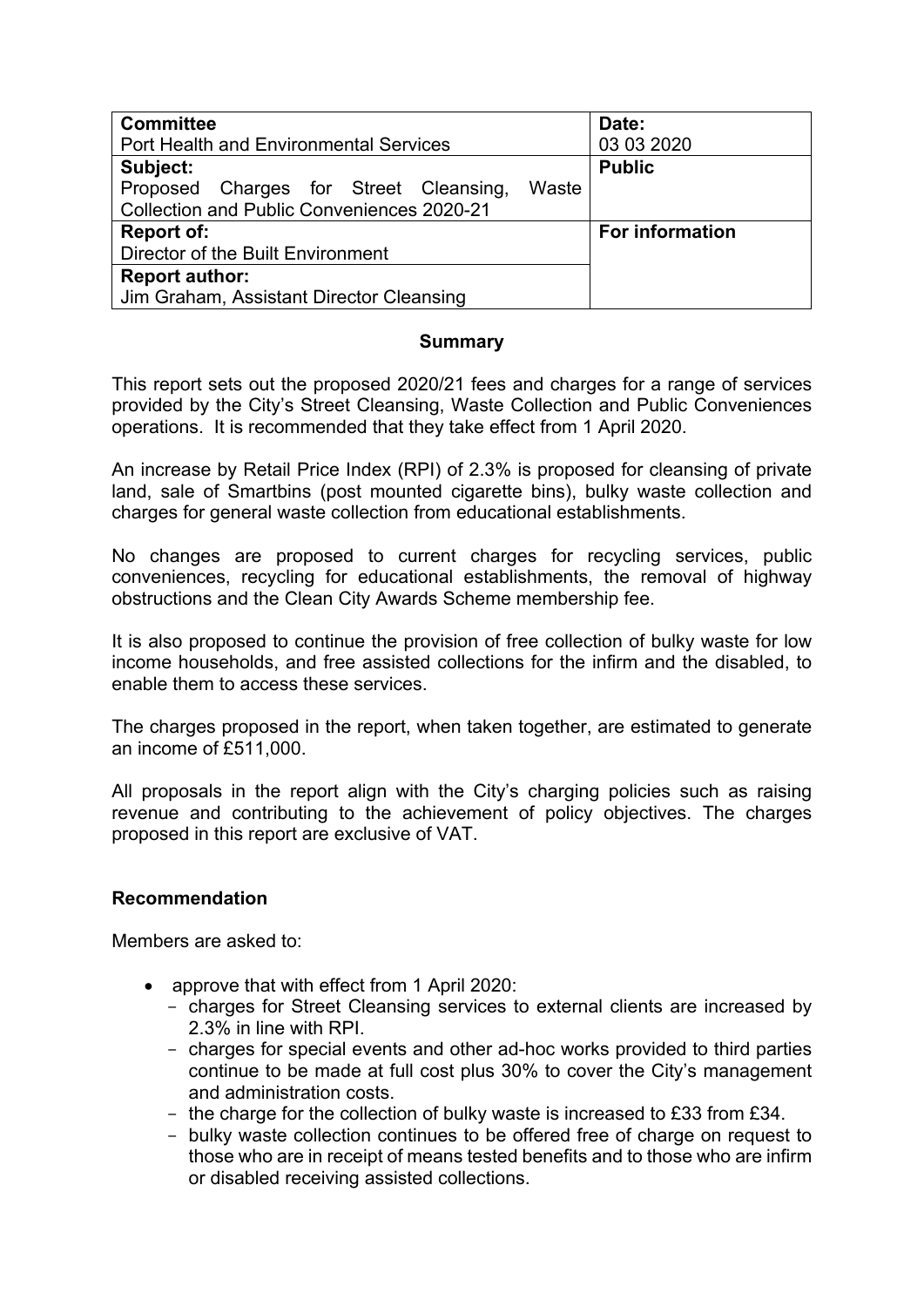| | |
|---|---|
| **Committee**<br>Port Health and Environmental Services | **Date:**<br>03 03 2020 |
| **Subject:**<br>Proposed Charges for Street Cleansing, Waste Collection and Public Conveniences 2020-21 | **Public** |
| **Report of:**<br>Director of the Built Environment | **For information** |
| **Report author:**<br>Jim Graham, Assistant Director Cleansing | |

## Summary

This report sets out the proposed 2020/21 fees and charges for a range of services provided by the City's Street Cleansing, Waste Collection and Public Conveniences operations. It is recommended that they take effect from 1 April 2020.

An increase by Retail Price Index (RPI) of 2.3% is proposed for cleansing of private land, sale of Smartbins (post mounted cigarette bins), bulky waste collection and charges for general waste collection from educational establishments.

No changes are proposed to current charges for recycling services, public conveniences, recycling for educational establishments, the removal of highway obstructions and the Clean City Awards Scheme membership fee.

It is also proposed to continue the provision of free collection of bulky waste for low income households, and free assisted collections for the infirm and the disabled, to enable them to access these services.

The charges proposed in the report, when taken together, are estimated to generate an income of £511,000.

All proposals in the report align with the City's charging policies such as raising revenue and contributing to the achievement of policy objectives. The charges proposed in this report are exclusive of VAT.

## Recommendation

Members are asked to:

- approve that with effect from 1 April 2020:
  - charges for Street Cleansing services to external clients are increased by 2.3% in line with RPI.
  - charges for special events and other ad-hoc works provided to third parties continue to be made at full cost plus 30% to cover the City's management and administration costs.
  - the charge for the collection of bulky waste is increased to £33 from £34.
  - bulky waste collection continues to be offered free of charge on request to those who are in receipt of means tested benefits and to those who are infirm or disabled receiving assisted collections.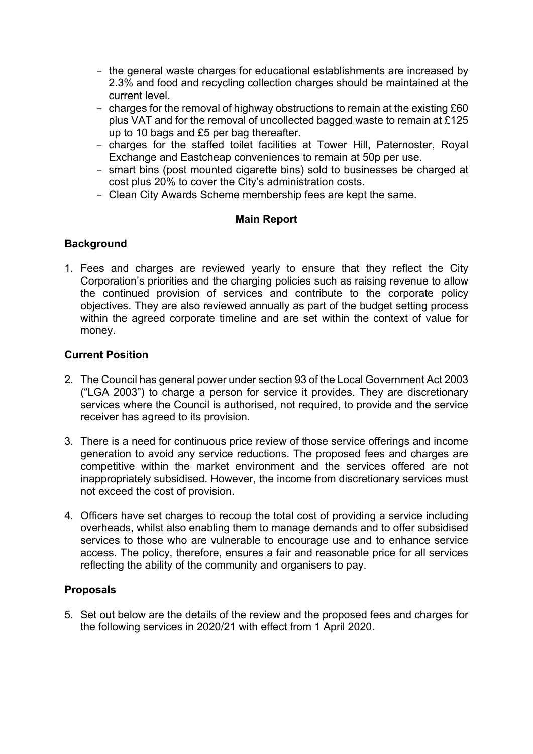- the general waste charges for educational establishments are increased by 2.3% and food and recycling collection charges should be maintained at the current level.
- charges for the removal of highway obstructions to remain at the existing £60 plus VAT and for the removal of uncollected bagged waste to remain at £125 up to 10 bags and £5 per bag thereafter.
- charges for the staffed toilet facilities at Tower Hill, Paternoster, Royal Exchange and Eastcheap conveniences to remain at 50p per use.
- smart bins (post mounted cigarette bins) sold to businesses be charged at cost plus 20% to cover the City's administration costs.
- Clean City Awards Scheme membership fees are kept the same.

**Main Report**

## Background

1. Fees and charges are reviewed yearly to ensure that they reflect the City Corporation's priorities and the charging policies such as raising revenue to allow the continued provision of services and contribute to the corporate policy objectives. They are also reviewed annually as part of the budget setting process within the agreed corporate timeline and are set within the context of value for money.

## Current Position

2. The Council has general power under section 93 of the Local Government Act 2003 ("LGA 2003") to charge a person for service it provides. They are discretionary services where the Council is authorised, not required, to provide and the service receiver has agreed to its provision.

3. There is a need for continuous price review of those service offerings and income generation to avoid any service reductions. The proposed fees and charges are competitive within the market environment and the services offered are not inappropriately subsidised. However, the income from discretionary services must not exceed the cost of provision.

4. Officers have set charges to recoup the total cost of providing a service including overheads, whilst also enabling them to manage demands and to offer subsidised services to those who are vulnerable to encourage use and to enhance service access. The policy, therefore, ensures a fair and reasonable price for all services reflecting the ability of the community and organisers to pay.

## Proposals

5. Set out below are the details of the review and the proposed fees and charges for the following services in 2020/21 with effect from 1 April 2020.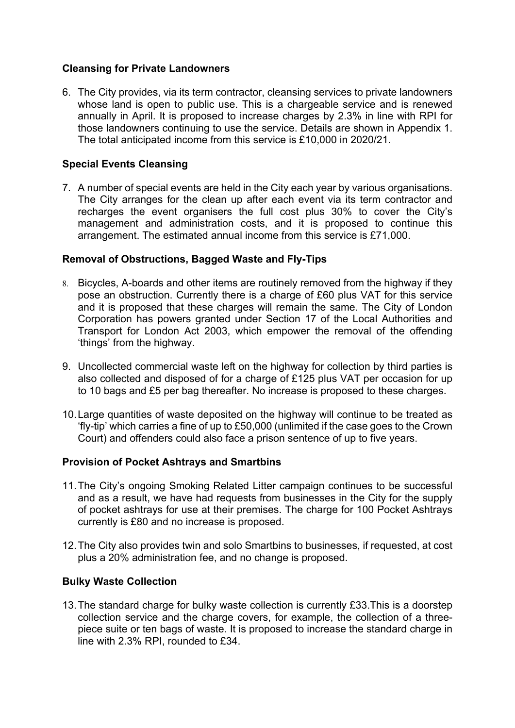**Cleansing for Private Landowners**

6. The City provides, via its term contractor, cleansing services to private landowners whose land is open to public use. This is a chargeable service and is renewed annually in April. It is proposed to increase charges by 2.3% in line with RPI for those landowners continuing to use the service. Details are shown in Appendix 1. The total anticipated income from this service is £10,000 in 2020/21.

**Special Events Cleansing**

7. A number of special events are held in the City each year by various organisations. The City arranges for the clean up after each event via its term contractor and recharges the event organisers the full cost plus 30% to cover the City's management and administration costs, and it is proposed to continue this arrangement. The estimated annual income from this service is £71,000.

**Removal of Obstructions, Bagged Waste and Fly-Tips**

8. Bicycles, A-boards and other items are routinely removed from the highway if they pose an obstruction. Currently there is a charge of £60 plus VAT for this service and it is proposed that these charges will remain the same. The City of London Corporation has powers granted under Section 17 of the Local Authorities and Transport for London Act 2003, which empower the removal of the offending 'things' from the highway.

9. Uncollected commercial waste left on the highway for collection by third parties is also collected and disposed of for a charge of £125 plus VAT per occasion for up to 10 bags and £5 per bag thereafter. No increase is proposed to these charges.

10. Large quantities of waste deposited on the highway will continue to be treated as 'fly-tip' which carries a fine of up to £50,000 (unlimited if the case goes to the Crown Court) and offenders could also face a prison sentence of up to five years.

**Provision of Pocket Ashtrays and Smartbins**

11. The City's ongoing Smoking Related Litter campaign continues to be successful and as a result, we have had requests from businesses in the City for the supply of pocket ashtrays for use at their premises. The charge for 100 Pocket Ashtrays currently is £80 and no increase is proposed.

12. The City also provides twin and solo Smartbins to businesses, if requested, at cost plus a 20% administration fee, and no change is proposed.

**Bulky Waste Collection**

13. The standard charge for bulky waste collection is currently £33.This is a doorstep collection service and the charge covers, for example, the collection of a three-piece suite or ten bags of waste. It is proposed to increase the standard charge in line with 2.3% RPI, rounded to £34.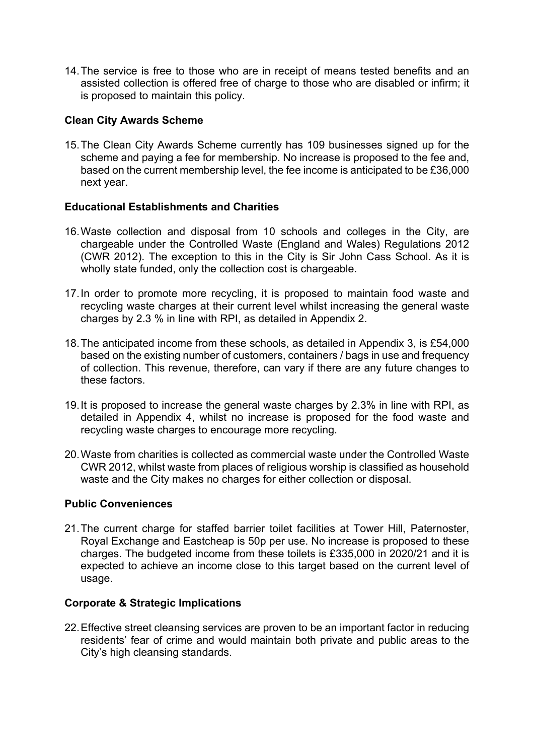14. The service is free to those who are in receipt of means tested benefits and an assisted collection is offered free of charge to those who are disabled or infirm; it is proposed to maintain this policy.

**Clean City Awards Scheme**

15. The Clean City Awards Scheme currently has 109 businesses signed up for the scheme and paying a fee for membership. No increase is proposed to the fee and, based on the current membership level, the fee income is anticipated to be £36,000 next year.

**Educational Establishments and Charities**

16. Waste collection and disposal from 10 schools and colleges in the City, are chargeable under the Controlled Waste (England and Wales) Regulations 2012 (CWR 2012). The exception to this in the City is Sir John Cass School. As it is wholly state funded, only the collection cost is chargeable.

17. In order to promote more recycling, it is proposed to maintain food waste and recycling waste charges at their current level whilst increasing the general waste charges by 2.3 % in line with RPI, as detailed in Appendix 2.

18. The anticipated income from these schools, as detailed in Appendix 3, is £54,000 based on the existing number of customers, containers / bags in use and frequency of collection. This revenue, therefore, can vary if there are any future changes to these factors.

19. It is proposed to increase the general waste charges by 2.3% in line with RPI, as detailed in Appendix 4, whilst no increase is proposed for the food waste and recycling waste charges to encourage more recycling.

20. Waste from charities is collected as commercial waste under the Controlled Waste CWR 2012, whilst waste from places of religious worship is classified as household waste and the City makes no charges for either collection or disposal.

**Public Conveniences**

21. The current charge for staffed barrier toilet facilities at Tower Hill, Paternoster, Royal Exchange and Eastcheap is 50p per use. No increase is proposed to these charges. The budgeted income from these toilets is £335,000 in 2020/21 and it is expected to achieve an income close to this target based on the current level of usage.

**Corporate & Strategic Implications**

22. Effective street cleansing services are proven to be an important factor in reducing residents' fear of crime and would maintain both private and public areas to the City's high cleansing standards.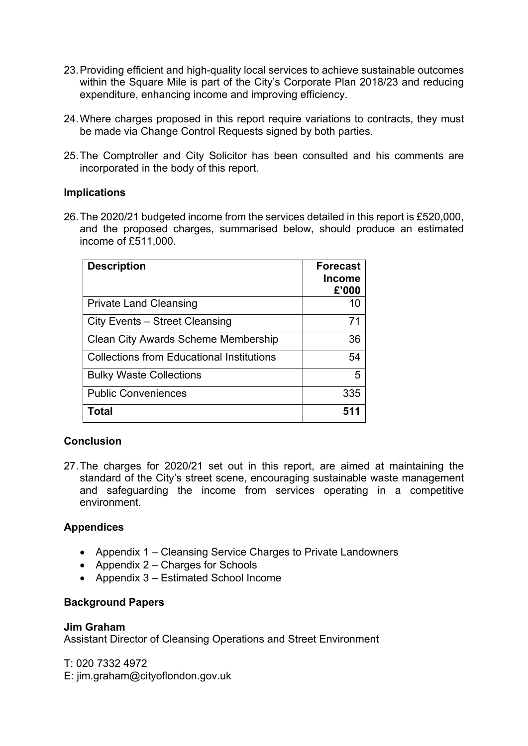23. Providing efficient and high-quality local services to achieve sustainable outcomes within the Square Mile is part of the City's Corporate Plan 2018/23 and reducing expenditure, enhancing income and improving efficiency.

24. Where charges proposed in this report require variations to contracts, they must be made via Change Control Requests signed by both parties.

25. The Comptroller and City Solicitor has been consulted and his comments are incorporated in the body of this report.

**Implications**

26. The 2020/21 budgeted income from the services detailed in this report is £520,000, and the proposed charges, summarised below, should produce an estimated income of £511,000.

| Description | Forecast Income £'000 |
|---|---|
| Private Land Cleansing | 10 |
| City Events – Street Cleansing | 71 |
| Clean City Awards Scheme Membership | 36 |
| Collections from Educational Institutions | 54 |
| Bulky Waste Collections | 5 |
| Public Conveniences | 335 |
| **Total** | **511** |

**Conclusion**

27. The charges for 2020/21 set out in this report, are aimed at maintaining the standard of the City's street scene, encouraging sustainable waste management and safeguarding the income from services operating in a competitive environment.

**Appendices**

- Appendix 1 – Cleansing Service Charges to Private Landowners
- Appendix 2 – Charges for Schools
- Appendix 3 – Estimated School Income

**Background Papers**

**Jim Graham**
Assistant Director of Cleansing Operations and Street Environment

T: 020 7332 4972
E: jim.graham@cityoflondon.gov.uk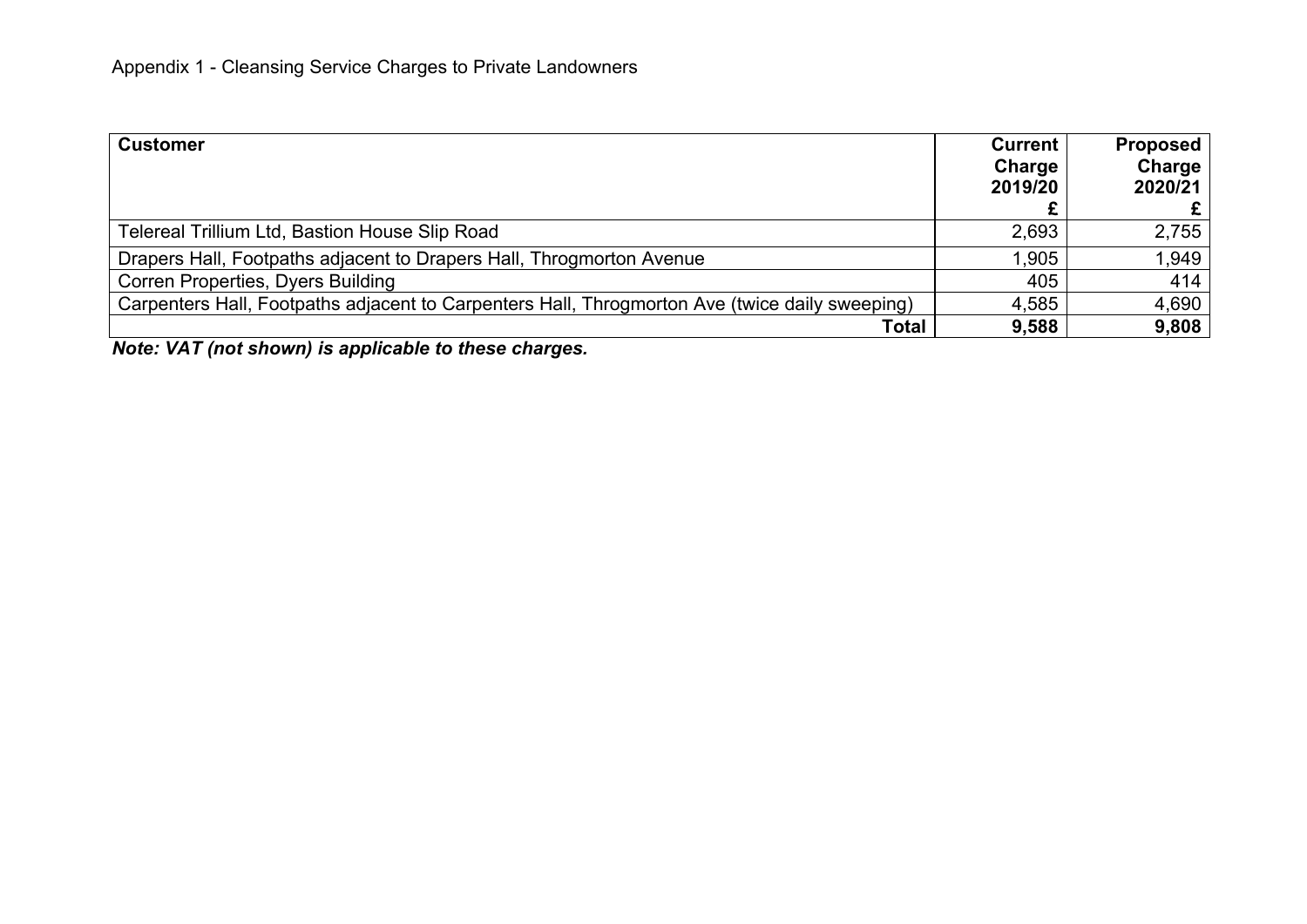Appendix 1 - Cleansing Service Charges to Private Landowners

| Customer | Current Charge 2019/20 £ | Proposed Charge 2020/21 £ |
|---|---|---|
| Telereal Trillium Ltd, Bastion House Slip Road | 2,693 | 2,755 |
| Drapers Hall, Footpaths adjacent to Drapers Hall, Throgmorton Avenue | 1,905 | 1,949 |
| Corren Properties, Dyers Building | 405 | 414 |
| Carpenters Hall, Footpaths adjacent to Carpenters Hall, Throgmorton Ave (twice daily sweeping) | 4,585 | 4,690 |
| **Total** | **9,588** | **9,808** |

***Note: VAT (not shown) is applicable to these charges.***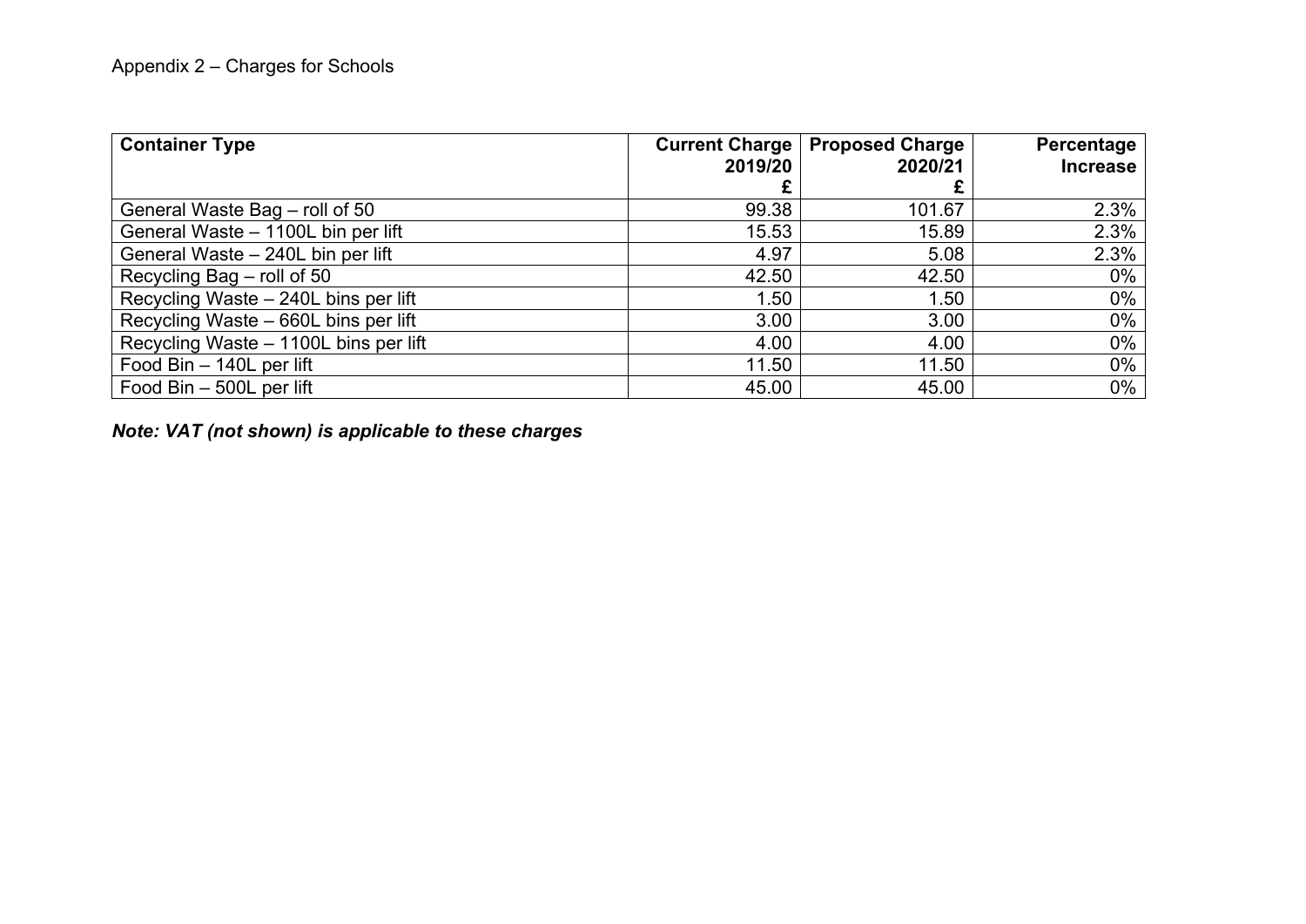Appendix 2 – Charges for Schools

| Container Type | Current Charge 2019/20 £ | Proposed Charge 2020/21 £ | Percentage Increase |
|---|---|---|---|
| General Waste Bag – roll of 50 | 99.38 | 101.67 | 2.3% |
| General Waste – 1100L bin per lift | 15.53 | 15.89 | 2.3% |
| General Waste – 240L bin per lift | 4.97 | 5.08 | 2.3% |
| Recycling Bag – roll of 50 | 42.50 | 42.50 | 0% |
| Recycling Waste – 240L bins per lift | 1.50 | 1.50 | 0% |
| Recycling Waste – 660L bins per lift | 3.00 | 3.00 | 0% |
| Recycling Waste – 1100L bins per lift | 4.00 | 4.00 | 0% |
| Food Bin – 140L per lift | 11.50 | 11.50 | 0% |
| Food Bin – 500L per lift | 45.00 | 45.00 | 0% |

***Note: VAT (not shown) is applicable to these charges***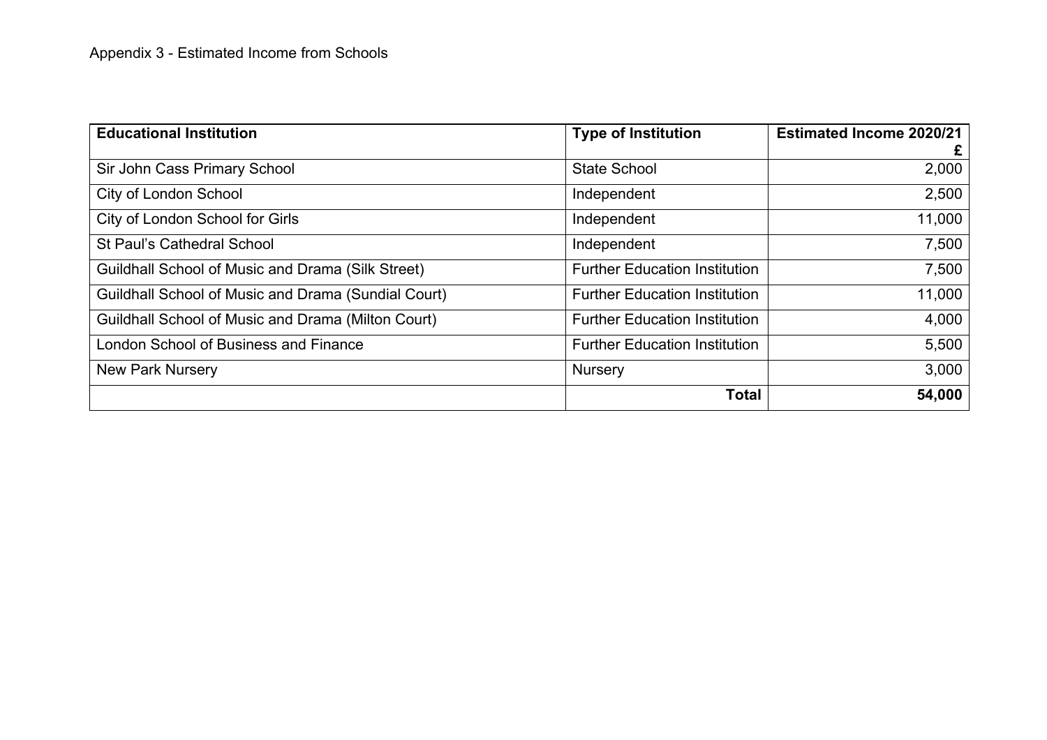Appendix 3 - Estimated Income from Schools

| **Educational Institution** | **Type of Institution** | **Estimated Income 2020/21 £** |
|---|---|---|
| Sir John Cass Primary School | State School | 2,000 |
| City of London School | Independent | 2,500 |
| City of London School for Girls | Independent | 11,000 |
| St Paul's Cathedral School | Independent | 7,500 |
| Guildhall School of Music and Drama (Silk Street) | Further Education Institution | 7,500 |
| Guildhall School of Music and Drama (Sundial Court) | Further Education Institution | 11,000 |
| Guildhall School of Music and Drama (Milton Court) | Further Education Institution | 4,000 |
| London School of Business and Finance | Further Education Institution | 5,500 |
| New Park Nursery | Nursery | 3,000 |
| | **Total** | **54,000** |